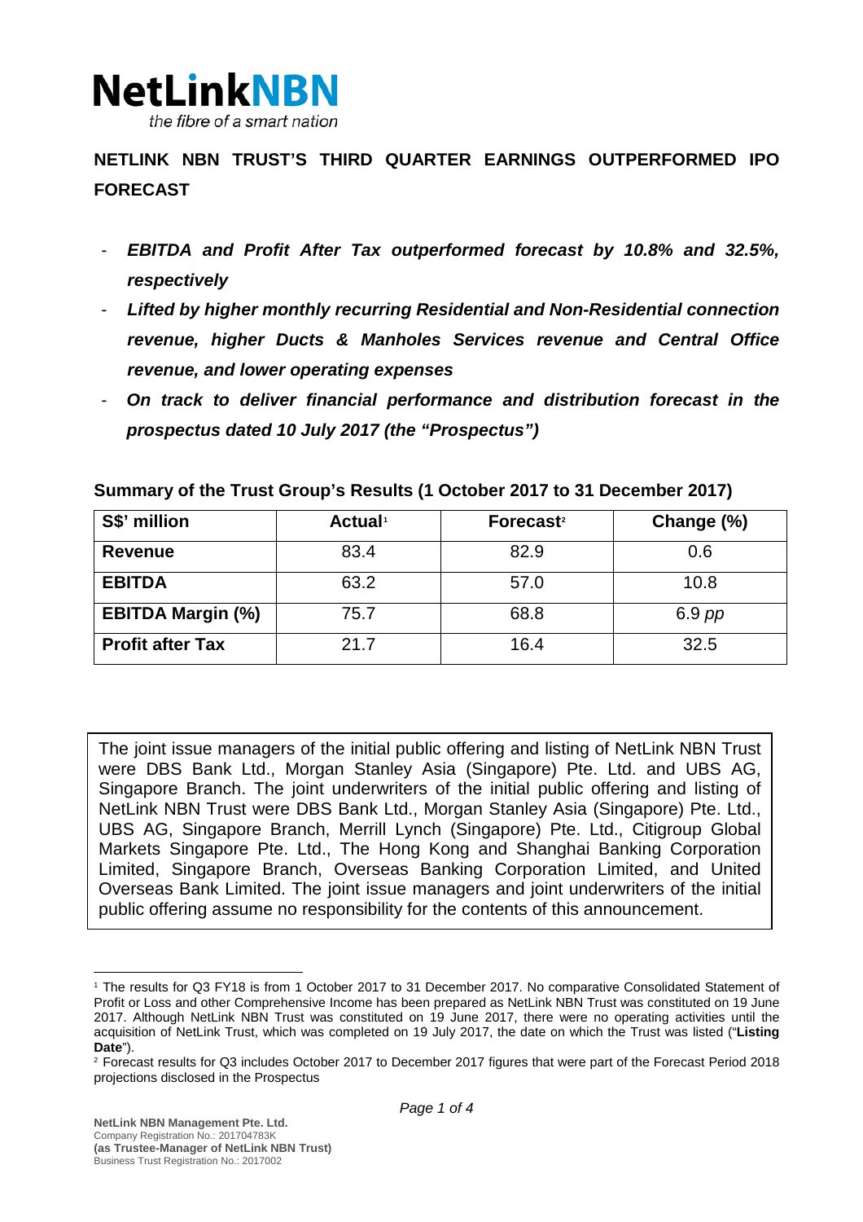**NetLinkNBN**
the fibre of a smart nation

# NETLINK NBN TRUST'S THIRD QUARTER EARNINGS OUTPERFORMED IPO FORECAST

- ***EBITDA and Profit After Tax outperformed forecast by 10.8% and 32.5%, respectively***
- ***Lifted by higher monthly recurring Residential and Non-Residential connection revenue, higher Ducts & Manholes Services revenue and Central Office revenue, and lower operating expenses***
- ***On track to deliver financial performance and distribution forecast in the prospectus dated 10 July 2017 (the "Prospectus")***

**Summary of the Trust Group's Results (1 October 2017 to 31 December 2017)**

| S$' million | Actual[1] | Forecast[2] | Change (%) |
|---|---|---|---|
| **Revenue** | 83.4 | 82.9 | 0.6 |
| **EBITDA** | 63.2 | 57.0 | 10.8 |
| **EBITDA Margin (%)** | 75.7 | 68.8 | 6.9 *pp* |
| **Profit after Tax** | 21.7 | 16.4 | 32.5 |

The joint issue managers of the initial public offering and listing of NetLink NBN Trust were DBS Bank Ltd., Morgan Stanley Asia (Singapore) Pte. Ltd. and UBS AG, Singapore Branch. The joint underwriters of the initial public offering and listing of NetLink NBN Trust were DBS Bank Ltd., Morgan Stanley Asia (Singapore) Pte. Ltd., UBS AG, Singapore Branch, Merrill Lynch (Singapore) Pte. Ltd., Citigroup Global Markets Singapore Pte. Ltd., The Hong Kong and Shanghai Banking Corporation Limited, Singapore Branch, Overseas Banking Corporation Limited, and United Overseas Bank Limited. The joint issue managers and joint underwriters of the initial public offering assume no responsibility for the contents of this announcement.

[1] The results for Q3 FY18 is from 1 October 2017 to 31 December 2017. No comparative Consolidated Statement of Profit or Loss and other Comprehensive Income has been prepared as NetLink NBN Trust was constituted on 19 June 2017. Although NetLink NBN Trust was constituted on 19 June 2017, there were no operating activities until the acquisition of NetLink Trust, which was completed on 19 July 2017, the date on which the Trust was listed ("**Listing Date**").

[2] Forecast results for Q3 includes October 2017 to December 2017 figures that were part of the Forecast Period 2018 projections disclosed in the Prospectus

**NetLink NBN Management Pte. Ltd.**
Company Registration No.: 201704783K
**(as Trustee-Manager of NetLink NBN Trust)**
Business Trust Registration No.: 2017002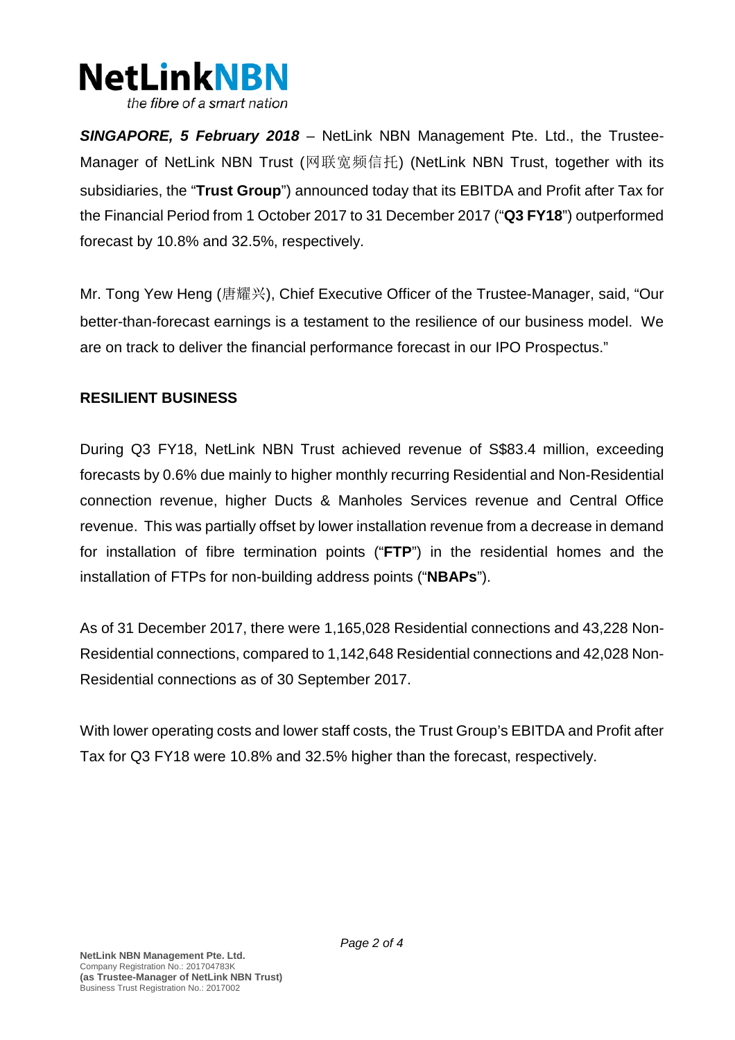***SINGAPORE, 5 February 2018*** – NetLink NBN Management Pte. Ltd., the Trustee-Manager of NetLink NBN Trust (网联宽频信托) (NetLink NBN Trust, together with its subsidiaries, the "**Trust Group**") announced today that its EBITDA and Profit after Tax for the Financial Period from 1 October 2017 to 31 December 2017 ("**Q3 FY18**") outperformed forecast by 10.8% and 32.5%, respectively.

Mr. Tong Yew Heng (唐耀兴), Chief Executive Officer of the Trustee-Manager, said, "Our better-than-forecast earnings is a testament to the resilience of our business model. We are on track to deliver the financial performance forecast in our IPO Prospectus."

## RESILIENT BUSINESS

During Q3 FY18, NetLink NBN Trust achieved revenue of S$83.4 million, exceeding forecasts by 0.6% due mainly to higher monthly recurring Residential and Non-Residential connection revenue, higher Ducts & Manholes Services revenue and Central Office revenue. This was partially offset by lower installation revenue from a decrease in demand for installation of fibre termination points ("**FTP**") in the residential homes and the installation of FTPs for non-building address points ("**NBAPs**").

As of 31 December 2017, there were 1,165,028 Residential connections and 43,228 Non-Residential connections, compared to 1,142,648 Residential connections and 42,028 Non-Residential connections as of 30 September 2017.

With lower operating costs and lower staff costs, the Trust Group's EBITDA and Profit after Tax for Q3 FY18 were 10.8% and 32.5% higher than the forecast, respectively.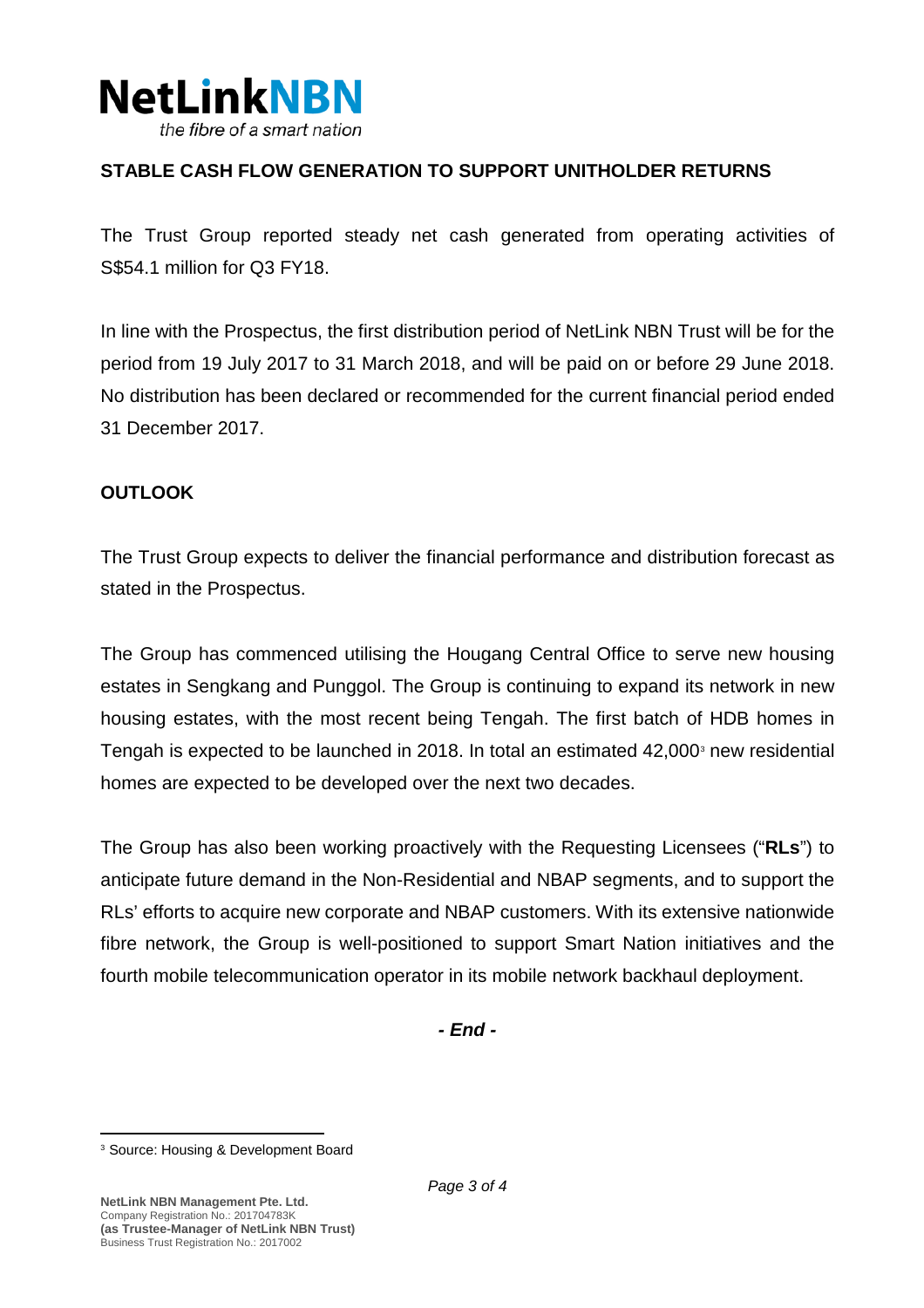## STABLE CASH FLOW GENERATION TO SUPPORT UNITHOLDER RETURNS

The Trust Group reported steady net cash generated from operating activities of S$54.1 million for Q3 FY18.

In line with the Prospectus, the first distribution period of NetLink NBN Trust will be for the period from 19 July 2017 to 31 March 2018, and will be paid on or before 29 June 2018. No distribution has been declared or recommended for the current financial period ended 31 December 2017.

## OUTLOOK

The Trust Group expects to deliver the financial performance and distribution forecast as stated in the Prospectus.

The Group has commenced utilising the Hougang Central Office to serve new housing estates in Sengkang and Punggol. The Group is continuing to expand its network in new housing estates, with the most recent being Tengah. The first batch of HDB homes in Tengah is expected to be launched in 2018. In total an estimated 42,000[3] new residential homes are expected to be developed over the next two decades.

The Group has also been working proactively with the Requesting Licensees ("**RLs**") to anticipate future demand in the Non-Residential and NBAP segments, and to support the RLs' efforts to acquire new corporate and NBAP customers. With its extensive nationwide fibre network, the Group is well-positioned to support Smart Nation initiatives and the fourth mobile telecommunication operator in its mobile network backhaul deployment.

***- End -***

[3] Source: Housing & Development Board

**NetLink NBN Management Pte. Ltd.**
Company Registration No.: 201704783K
**(as Trustee-Manager of NetLink NBN Trust)**
Business Trust Registration No.: 2017002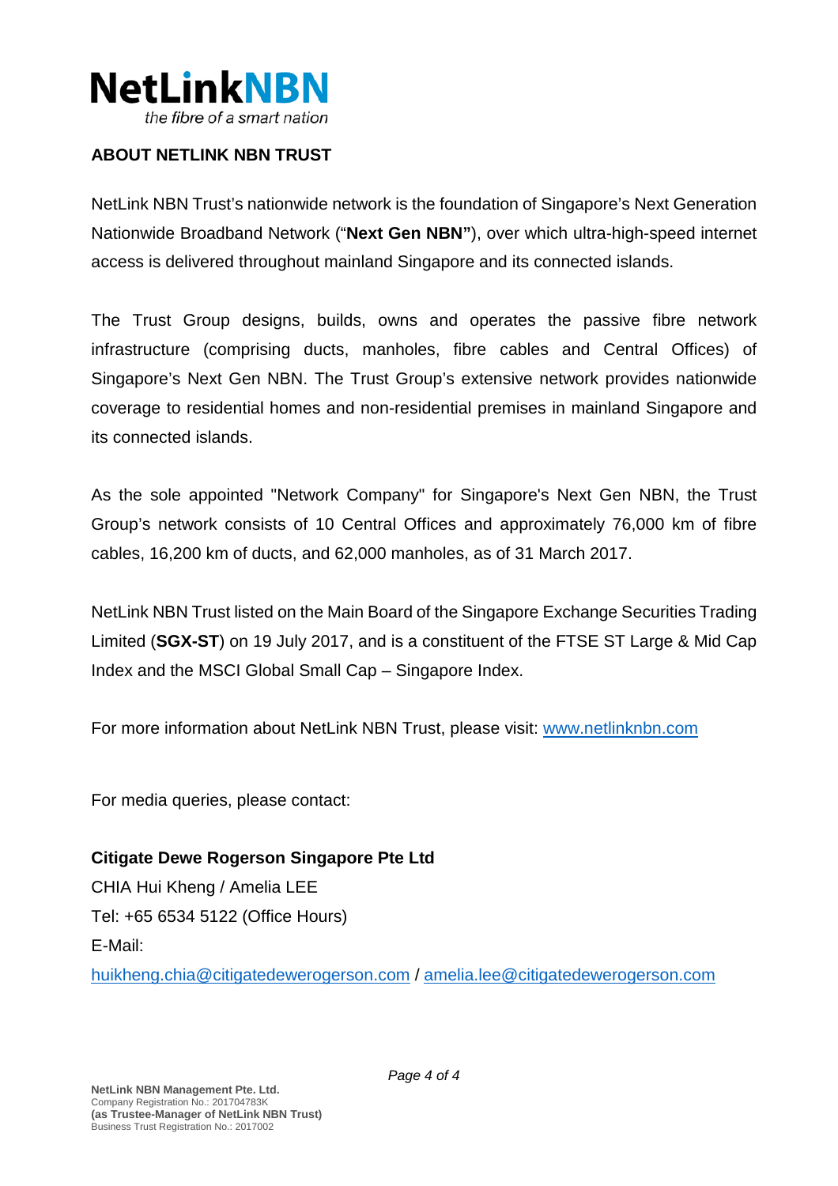NetLinkNBN

*the fibre of a smart nation*

## ABOUT NETLINK NBN TRUST

NetLink NBN Trust's nationwide network is the foundation of Singapore's Next Generation Nationwide Broadband Network ("**Next Gen NBN"**), over which ultra-high-speed internet access is delivered throughout mainland Singapore and its connected islands.

The Trust Group designs, builds, owns and operates the passive fibre network infrastructure (comprising ducts, manholes, fibre cables and Central Offices) of Singapore's Next Gen NBN. The Trust Group's extensive network provides nationwide coverage to residential homes and non-residential premises in mainland Singapore and its connected islands.

As the sole appointed "Network Company" for Singapore's Next Gen NBN, the Trust Group's network consists of 10 Central Offices and approximately 76,000 km of fibre cables, 16,200 km of ducts, and 62,000 manholes, as of 31 March 2017.

NetLink NBN Trust listed on the Main Board of the Singapore Exchange Securities Trading Limited (**SGX-ST**) on 19 July 2017, and is a constituent of the FTSE ST Large & Mid Cap Index and the MSCI Global Small Cap – Singapore Index.

For more information about NetLink NBN Trust, please visit: www.netlinknbn.com

For media queries, please contact:

**Citigate Dewe Rogerson Singapore Pte Ltd**
CHIA Hui Kheng / Amelia LEE
Tel: +65 6534 5122 (Office Hours)
E-Mail:
huikheng.chia@citigatedewerogerson.com / amelia.lee@citigatedewerogerson.com

**NetLink NBN Management Pte. Ltd.**
Company Registration No.: 201704783K
**(as Trustee-Manager of NetLink NBN Trust)**
Business Trust Registration No.: 2017002